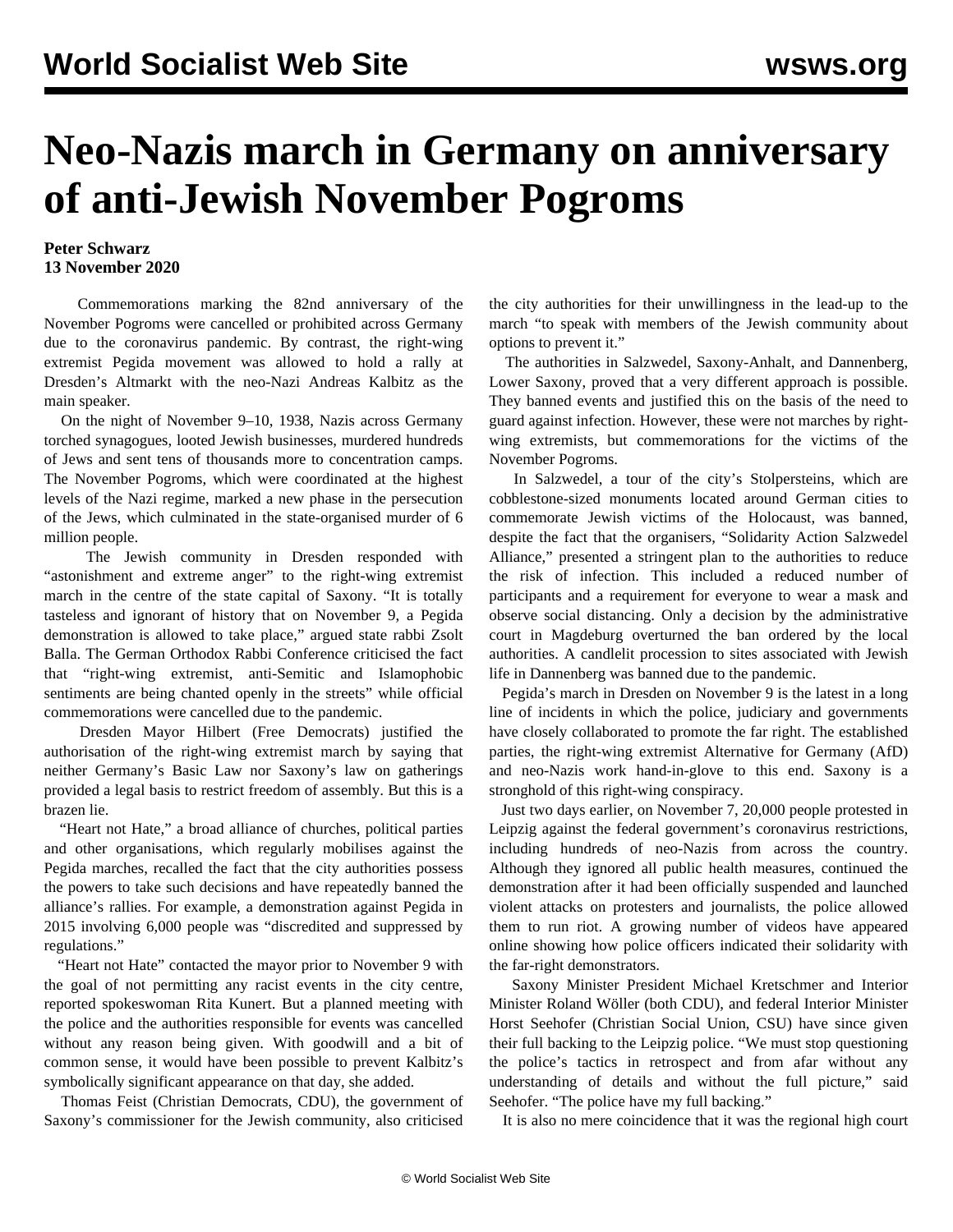# Neo-Nazis march in Germany on anniversary of anti-Jewish November Pogroms

**Peter Schwarz**
**13 November 2020**

Commemorations marking the 82nd anniversary of the November Pogroms were cancelled or prohibited across Germany due to the coronavirus pandemic. By contrast, the right-wing extremist Pegida movement was allowed to hold a rally at Dresden's Altmarkt with the neo-Nazi Andreas Kalbitz as the main speaker.

On the night of November 9–10, 1938, Nazis across Germany torched synagogues, looted Jewish businesses, murdered hundreds of Jews and sent tens of thousands more to concentration camps. The November Pogroms, which were coordinated at the highest levels of the Nazi regime, marked a new phase in the persecution of the Jews, which culminated in the state-organised murder of 6 million people.

The Jewish community in Dresden responded with "astonishment and extreme anger" to the right-wing extremist march in the centre of the state capital of Saxony. "It is totally tasteless and ignorant of history that on November 9, a Pegida demonstration is allowed to take place," argued state rabbi Zsolt Balla. The German Orthodox Rabbi Conference criticised the fact that "right-wing extremist, anti-Semitic and Islamophobic sentiments are being chanted openly in the streets" while official commemorations were cancelled due to the pandemic.

Dresden Mayor Hilbert (Free Democrats) justified the authorisation of the right-wing extremist march by saying that neither Germany's Basic Law nor Saxony's law on gatherings provided a legal basis to restrict freedom of assembly. But this is a brazen lie.

"Heart not Hate," a broad alliance of churches, political parties and other organisations, which regularly mobilises against the Pegida marches, recalled the fact that the city authorities possess the powers to take such decisions and have repeatedly banned the alliance's rallies. For example, a demonstration against Pegida in 2015 involving 6,000 people was "discredited and suppressed by regulations."

"Heart not Hate" contacted the mayor prior to November 9 with the goal of not permitting any racist events in the city centre, reported spokeswoman Rita Kunert. But a planned meeting with the police and the authorities responsible for events was cancelled without any reason being given. With goodwill and a bit of common sense, it would have been possible to prevent Kalbitz's symbolically significant appearance on that day, she added.

Thomas Feist (Christian Democrats, CDU), the government of Saxony's commissioner for the Jewish community, also criticised the city authorities for their unwillingness in the lead-up to the march "to speak with members of the Jewish community about options to prevent it."

The authorities in Salzwedel, Saxony-Anhalt, and Dannenberg, Lower Saxony, proved that a very different approach is possible. They banned events and justified this on the basis of the need to guard against infection. However, these were not marches by right-wing extremists, but commemorations for the victims of the November Pogroms.

In Salzwedel, a tour of the city's Stolpersteins, which are cobblestone-sized monuments located around German cities to commemorate Jewish victims of the Holocaust, was banned, despite the fact that the organisers, "Solidarity Action Salzwedel Alliance," presented a stringent plan to the authorities to reduce the risk of infection. This included a reduced number of participants and a requirement for everyone to wear a mask and observe social distancing. Only a decision by the administrative court in Magdeburg overturned the ban ordered by the local authorities. A candlelit procession to sites associated with Jewish life in Dannenberg was banned due to the pandemic.

Pegida's march in Dresden on November 9 is the latest in a long line of incidents in which the police, judiciary and governments have closely collaborated to promote the far right. The established parties, the right-wing extremist Alternative for Germany (AfD) and neo-Nazis work hand-in-glove to this end. Saxony is a stronghold of this right-wing conspiracy.

Just two days earlier, on November 7, 20,000 people protested in Leipzig against the federal government's coronavirus restrictions, including hundreds of neo-Nazis from across the country. Although they ignored all public health measures, continued the demonstration after it had been officially suspended and launched violent attacks on protesters and journalists, the police allowed them to run riot. A growing number of videos have appeared online showing how police officers indicated their solidarity with the far-right demonstrators.

Saxony Minister President Michael Kretschmer and Interior Minister Roland Wöller (both CDU), and federal Interior Minister Horst Seehofer (Christian Social Union, CSU) have since given their full backing to the Leipzig police. "We must stop questioning the police's tactics in retrospect and from afar without any understanding of details and without the full picture," said Seehofer. "The police have my full backing."

It is also no mere coincidence that it was the regional high court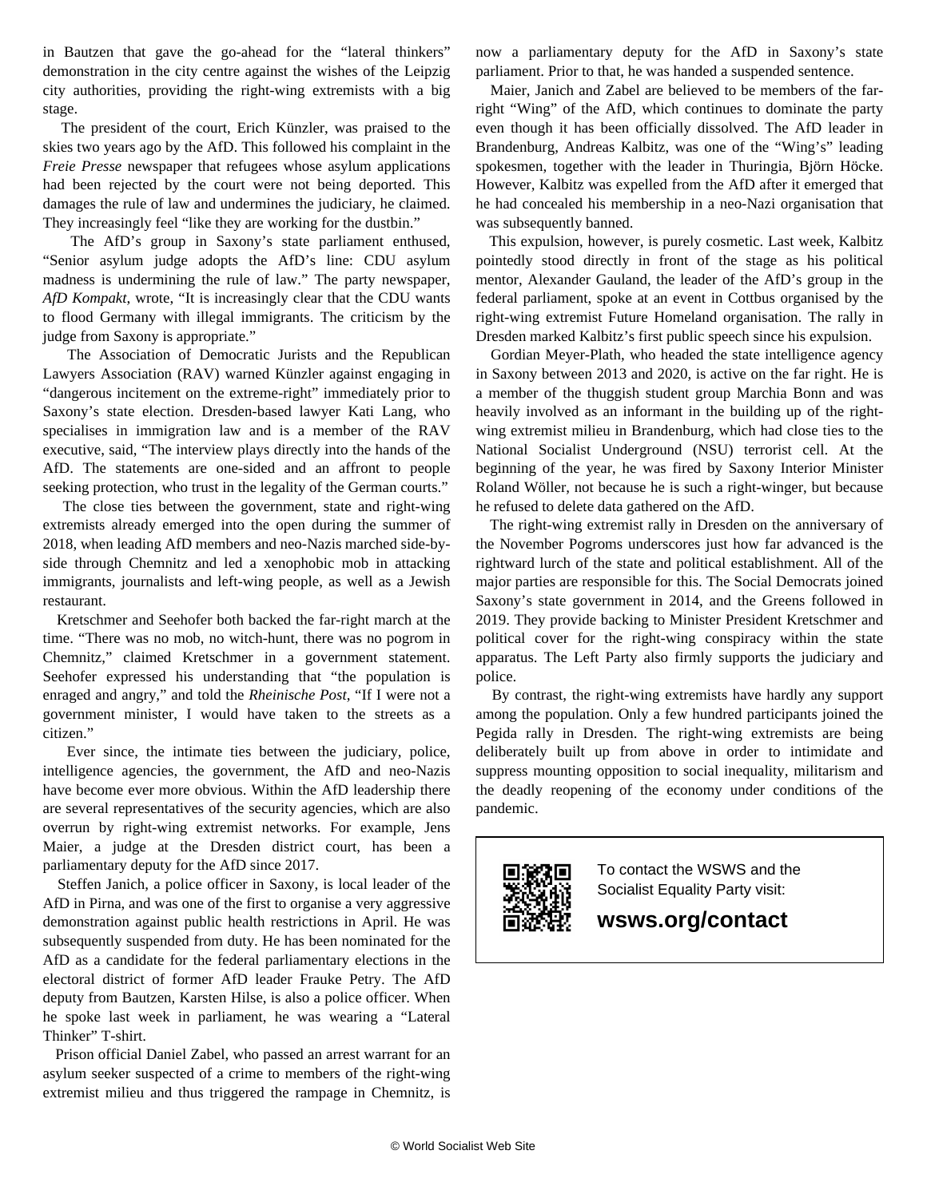in Bautzen that gave the go-ahead for the “lateral thinkers” demonstration in the city centre against the wishes of the Leipzig city authorities, providing the right-wing extremists with a big stage.

The president of the court, Erich Künzler, was praised to the skies two years ago by the AfD. This followed his complaint in the *Freie Presse* newspaper that refugees whose asylum applications had been rejected by the court were not being deported. This damages the rule of law and undermines the judiciary, he claimed. They increasingly feel “like they are working for the dustbin.”

The AfD’s group in Saxony’s state parliament enthused, “Senior asylum judge adopts the AfD’s line: CDU asylum madness is undermining the rule of law.” The party newspaper, *AfD Kompakt*, wrote, “It is increasingly clear that the CDU wants to flood Germany with illegal immigrants. The criticism by the judge from Saxony is appropriate.”

The Association of Democratic Jurists and the Republican Lawyers Association (RAV) warned Künzler against engaging in “dangerous incitement on the extreme-right” immediately prior to Saxony’s state election. Dresden-based lawyer Kati Lang, who specialises in immigration law and is a member of the RAV executive, said, “The interview plays directly into the hands of the AfD. The statements are one-sided and an affront to people seeking protection, who trust in the legality of the German courts.”

The close ties between the government, state and right-wing extremists already emerged into the open during the summer of 2018, when leading AfD members and neo-Nazis marched side-by-side through Chemnitz and led a xenophobic mob in attacking immigrants, journalists and left-wing people, as well as a Jewish restaurant.

Kretschmer and Seehofer both backed the far-right march at the time. “There was no mob, no witch-hunt, there was no pogrom in Chemnitz,” claimed Kretschmer in a government statement. Seehofer expressed his understanding that “the population is enraged and angry,” and told the *Rheinische Post*, “If I were not a government minister, I would have taken to the streets as a citizen.”

Ever since, the intimate ties between the judiciary, police, intelligence agencies, the government, the AfD and neo-Nazis have become ever more obvious. Within the AfD leadership there are several representatives of the security agencies, which are also overrun by right-wing extremist networks. For example, Jens Maier, a judge at the Dresden district court, has been a parliamentary deputy for the AfD since 2017.

Steffen Janich, a police officer in Saxony, is local leader of the AfD in Pirna, and was one of the first to organise a very aggressive demonstration against public health restrictions in April. He was subsequently suspended from duty. He has been nominated for the AfD as a candidate for the federal parliamentary elections in the electoral district of former AfD leader Frauke Petry. The AfD deputy from Bautzen, Karsten Hilse, is also a police officer. When he spoke last week in parliament, he was wearing a “Lateral Thinker” T-shirt.

Prison official Daniel Zabel, who passed an arrest warrant for an asylum seeker suspected of a crime to members of the right-wing extremist milieu and thus triggered the rampage in Chemnitz, is now a parliamentary deputy for the AfD in Saxony’s state parliament. Prior to that, he was handed a suspended sentence.

Maier, Janich and Zabel are believed to be members of the far-right “Wing” of the AfD, which continues to dominate the party even though it has been officially dissolved. The AfD leader in Brandenburg, Andreas Kalbitz, was one of the “Wing’s” leading spokesmen, together with the leader in Thuringia, Björn Höcke. However, Kalbitz was expelled from the AfD after it emerged that he had concealed his membership in a neo-Nazi organisation that was subsequently banned.

This expulsion, however, is purely cosmetic. Last week, Kalbitz pointedly stood directly in front of the stage as his political mentor, Alexander Gauland, the leader of the AfD’s group in the federal parliament, spoke at an event in Cottbus organised by the right-wing extremist Future Homeland organisation. The rally in Dresden marked Kalbitz’s first public speech since his expulsion.

Gordian Meyer-Plath, who headed the state intelligence agency in Saxony between 2013 and 2020, is active on the far right. He is a member of the thuggish student group Marchia Bonn and was heavily involved as an informant in the building up of the right-wing extremist milieu in Brandenburg, which had close ties to the National Socialist Underground (NSU) terrorist cell. At the beginning of the year, he was fired by Saxony Interior Minister Roland Wöller, not because he is such a right-winger, but because he refused to delete data gathered on the AfD.

The right-wing extremist rally in Dresden on the anniversary of the November Pogroms underscores just how far advanced is the rightward lurch of the state and political establishment. All of the major parties are responsible for this. The Social Democrats joined Saxony’s state government in 2014, and the Greens followed in 2019. They provide backing to Minister President Kretschmer and political cover for the right-wing conspiracy within the state apparatus. The Left Party also firmly supports the judiciary and police.

By contrast, the right-wing extremists have hardly any support among the population. Only a few hundred participants joined the Pegida rally in Dresden. The right-wing extremists are being deliberately built up from above in order to intimidate and suppress mounting opposition to social inequality, militarism and the deadly reopening of the economy under conditions of the pandemic.

To contact the WSWS and the Socialist Equality Party visit:

**wsws.org/contact**